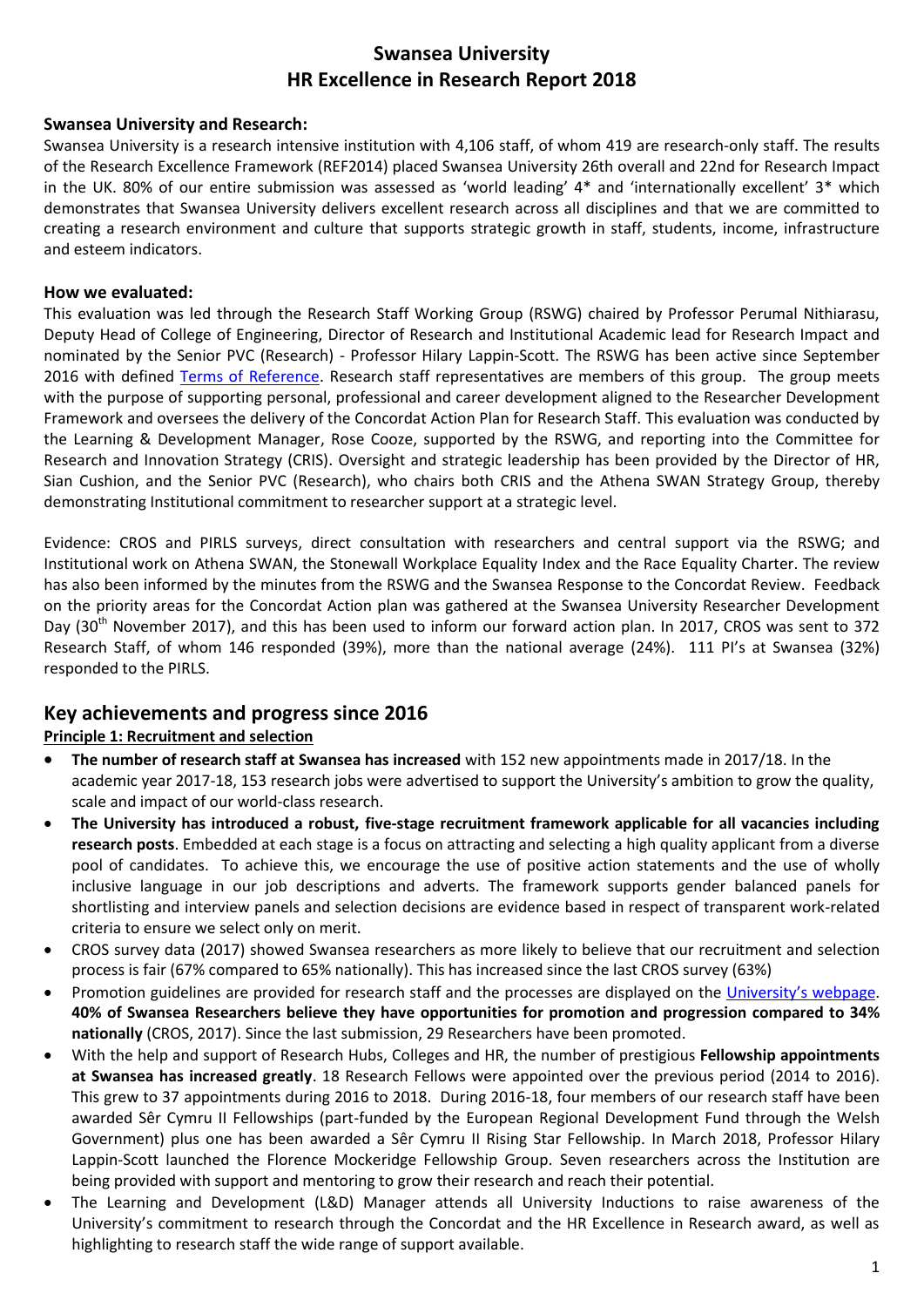# Swansea University
# HR Excellence in Research Report 2018

**Swansea University and Research:**

Swansea University is a research intensive institution with 4,106 staff, of whom 419 are research-only staff. The results of the Research Excellence Framework (REF2014) placed Swansea University 26th overall and 22nd for Research Impact in the UK. 80% of our entire submission was assessed as 'world leading' 4* and 'internationally excellent' 3* which demonstrates that Swansea University delivers excellent research across all disciplines and that we are committed to creating a research environment and culture that supports strategic growth in staff, students, income, infrastructure and esteem indicators.

**How we evaluated:**

This evaluation was led through the Research Staff Working Group (RSWG) chaired by Professor Perumal Nithiarasu, Deputy Head of College of Engineering, Director of Research and Institutional Academic lead for Research Impact and nominated by the Senior PVC (Research) - Professor Hilary Lappin-Scott. The RSWG has been active since September 2016 with defined Terms of Reference. Research staff representatives are members of this group. The group meets with the purpose of supporting personal, professional and career development aligned to the Researcher Development Framework and oversees the delivery of the Concordat Action Plan for Research Staff. This evaluation was conducted by the Learning & Development Manager, Rose Cooze, supported by the RSWG, and reporting into the Committee for Research and Innovation Strategy (CRIS). Oversight and strategic leadership has been provided by the Director of HR, Sian Cushion, and the Senior PVC (Research), who chairs both CRIS and the Athena SWAN Strategy Group, thereby demonstrating Institutional commitment to researcher support at a strategic level.

Evidence: CROS and PIRLS surveys, direct consultation with researchers and central support via the RSWG; and Institutional work on Athena SWAN, the Stonewall Workplace Equality Index and the Race Equality Charter. The review has also been informed by the minutes from the RSWG and the Swansea Response to the Concordat Review. Feedback on the priority areas for the Concordat Action plan was gathered at the Swansea University Researcher Development Day (30th November 2017), and this has been used to inform our forward action plan. In 2017, CROS was sent to 372 Research Staff, of whom 146 responded (39%), more than the national average (24%). 111 PI's at Swansea (32%) responded to the PIRLS.

## Key achievements and progress since 2016

**Principle 1: Recruitment and selection**

- **The number of research staff at Swansea has increased** with 152 new appointments made in 2017/18. In the academic year 2017-18, 153 research jobs were advertised to support the University's ambition to grow the quality, scale and impact of our world-class research.
- **The University has introduced a robust, five-stage recruitment framework applicable for all vacancies including research posts**. Embedded at each stage is a focus on attracting and selecting a high quality applicant from a diverse pool of candidates. To achieve this, we encourage the use of positive action statements and the use of wholly inclusive language in our job descriptions and adverts. The framework supports gender balanced panels for shortlisting and interview panels and selection decisions are evidence based in respect of transparent work-related criteria to ensure we select only on merit.
- CROS survey data (2017) showed Swansea researchers as more likely to believe that our recruitment and selection process is fair (67% compared to 65% nationally). This has increased since the last CROS survey (63%)
- Promotion guidelines are provided for research staff and the processes are displayed on the University's webpage. **40% of Swansea Researchers believe they have opportunities for promotion and progression compared to 34% nationally** (CROS, 2017). Since the last submission, 29 Researchers have been promoted.
- With the help and support of Research Hubs, Colleges and HR, the number of prestigious **Fellowship appointments at Swansea has increased greatly**. 18 Research Fellows were appointed over the previous period (2014 to 2016). This grew to 37 appointments during 2016 to 2018. During 2016-18, four members of our research staff have been awarded Sêr Cymru II Fellowships (part-funded by the European Regional Development Fund through the Welsh Government) plus one has been awarded a Sêr Cymru II Rising Star Fellowship. In March 2018, Professor Hilary Lappin-Scott launched the Florence Mockeridge Fellowship Group. Seven researchers across the Institution are being provided with support and mentoring to grow their research and reach their potential.
- The Learning and Development (L&D) Manager attends all University Inductions to raise awareness of the University's commitment to research through the Concordat and the HR Excellence in Research award, as well as highlighting to research staff the wide range of support available.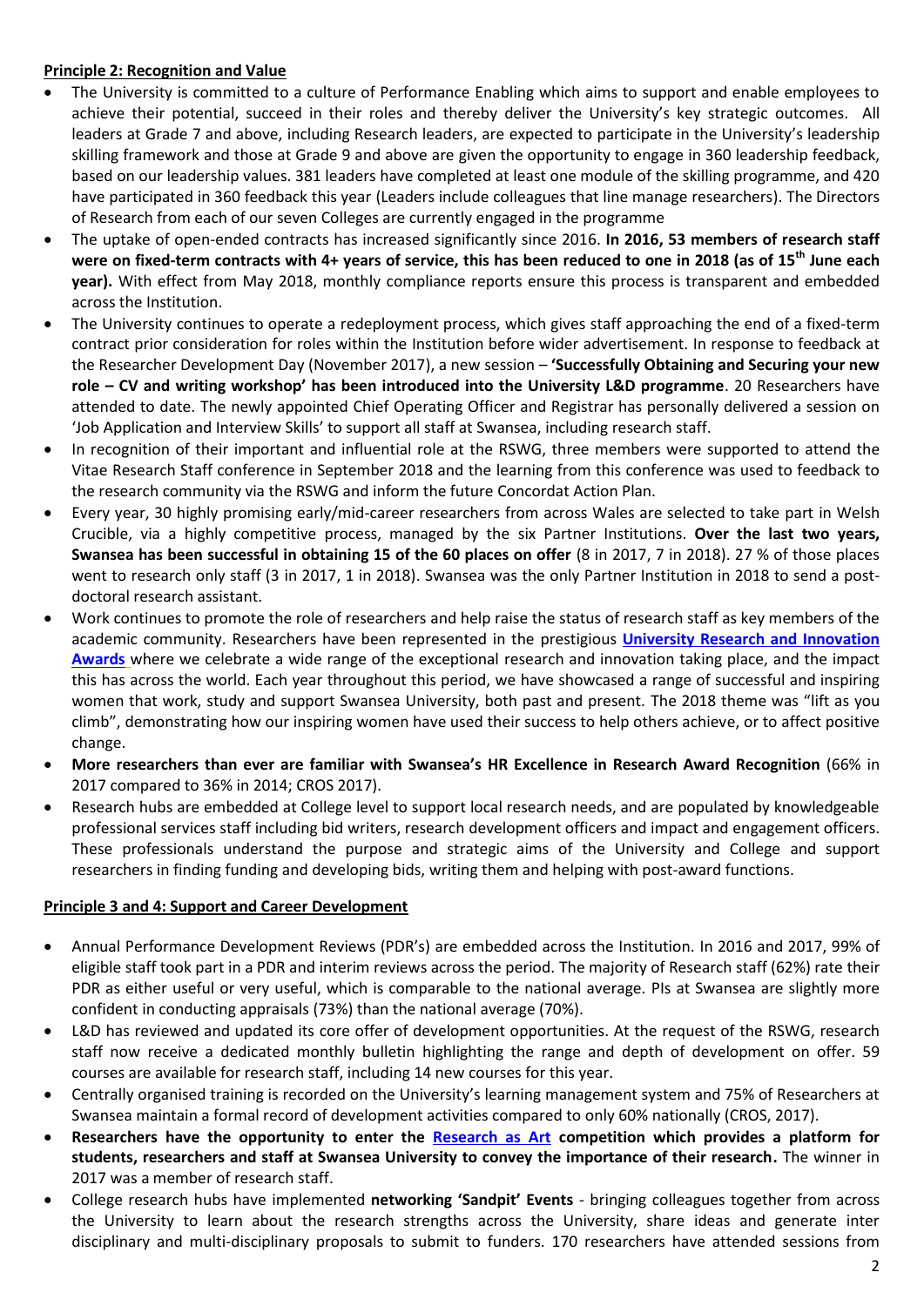**Principle 2: Recognition and Value**

- The University is committed to a culture of Performance Enabling which aims to support and enable employees to achieve their potential, succeed in their roles and thereby deliver the University's key strategic outcomes. All leaders at Grade 7 and above, including Research leaders, are expected to participate in the University's leadership skilling framework and those at Grade 9 and above are given the opportunity to engage in 360 leadership feedback, based on our leadership values. 381 leaders have completed at least one module of the skilling programme, and 420 have participated in 360 feedback this year (Leaders include colleagues that line manage researchers). The Directors of Research from each of our seven Colleges are currently engaged in the programme
- The uptake of open-ended contracts has increased significantly since 2016. **In 2016, 53 members of research staff were on fixed-term contracts with 4+ years of service, this has been reduced to one in 2018 (as of 15th June each year).** With effect from May 2018, monthly compliance reports ensure this process is transparent and embedded across the Institution.
- The University continues to operate a redeployment process, which gives staff approaching the end of a fixed-term contract prior consideration for roles within the Institution before wider advertisement. In response to feedback at the Researcher Development Day (November 2017), a new session – **'Successfully Obtaining and Securing your new role – CV and writing workshop' has been introduced into the University L&D programme**. 20 Researchers have attended to date. The newly appointed Chief Operating Officer and Registrar has personally delivered a session on 'Job Application and Interview Skills' to support all staff at Swansea, including research staff.
- In recognition of their important and influential role at the RSWG, three members were supported to attend the Vitae Research Staff conference in September 2018 and the learning from this conference was used to feedback to the research community via the RSWG and inform the future Concordat Action Plan.
- Every year, 30 highly promising early/mid-career researchers from across Wales are selected to take part in Welsh Crucible, via a highly competitive process, managed by the six Partner Institutions. **Over the last two years, Swansea has been successful in obtaining 15 of the 60 places on offer** (8 in 2017, 7 in 2018). 27 % of those places went to research only staff (3 in 2017, 1 in 2018). Swansea was the only Partner Institution in 2018 to send a post-doctoral research assistant.
- Work continues to promote the role of researchers and help raise the status of research staff as key members of the academic community. Researchers have been represented in the prestigious **University Research and Innovation Awards** where we celebrate a wide range of the exceptional research and innovation taking place, and the impact this has across the world. Each year throughout this period, we have showcased a range of successful and inspiring women that work, study and support Swansea University, both past and present. The 2018 theme was "lift as you climb", demonstrating how our inspiring women have used their success to help others achieve, or to affect positive change.
- **More researchers than ever are familiar with Swansea's HR Excellence in Research Award Recognition** (66% in 2017 compared to 36% in 2014; CROS 2017).
- Research hubs are embedded at College level to support local research needs, and are populated by knowledgeable professional services staff including bid writers, research development officers and impact and engagement officers. These professionals understand the purpose and strategic aims of the University and College and support researchers in finding funding and developing bids, writing them and helping with post-award functions.

**Principle 3 and 4: Support and Career Development**

- Annual Performance Development Reviews (PDR's) are embedded across the Institution. In 2016 and 2017, 99% of eligible staff took part in a PDR and interim reviews across the period. The majority of Research staff (62%) rate their PDR as either useful or very useful, which is comparable to the national average. PIs at Swansea are slightly more confident in conducting appraisals (73%) than the national average (70%).
- L&D has reviewed and updated its core offer of development opportunities. At the request of the RSWG, research staff now receive a dedicated monthly bulletin highlighting the range and depth of development on offer. 59 courses are available for research staff, including 14 new courses for this year.
- Centrally organised training is recorded on the University's learning management system and 75% of Researchers at Swansea maintain a formal record of development activities compared to only 60% nationally (CROS, 2017).
- **Researchers have the opportunity to enter the Research as Art competition which provides a platform for students, researchers and staff at Swansea University to convey the importance of their research.** The winner in 2017 was a member of research staff.
- College research hubs have implemented **networking 'Sandpit' Events** - bringing colleagues together from across the University to learn about the research strengths across the University, share ideas and generate inter disciplinary and multi-disciplinary proposals to submit to funders. 170 researchers have attended sessions from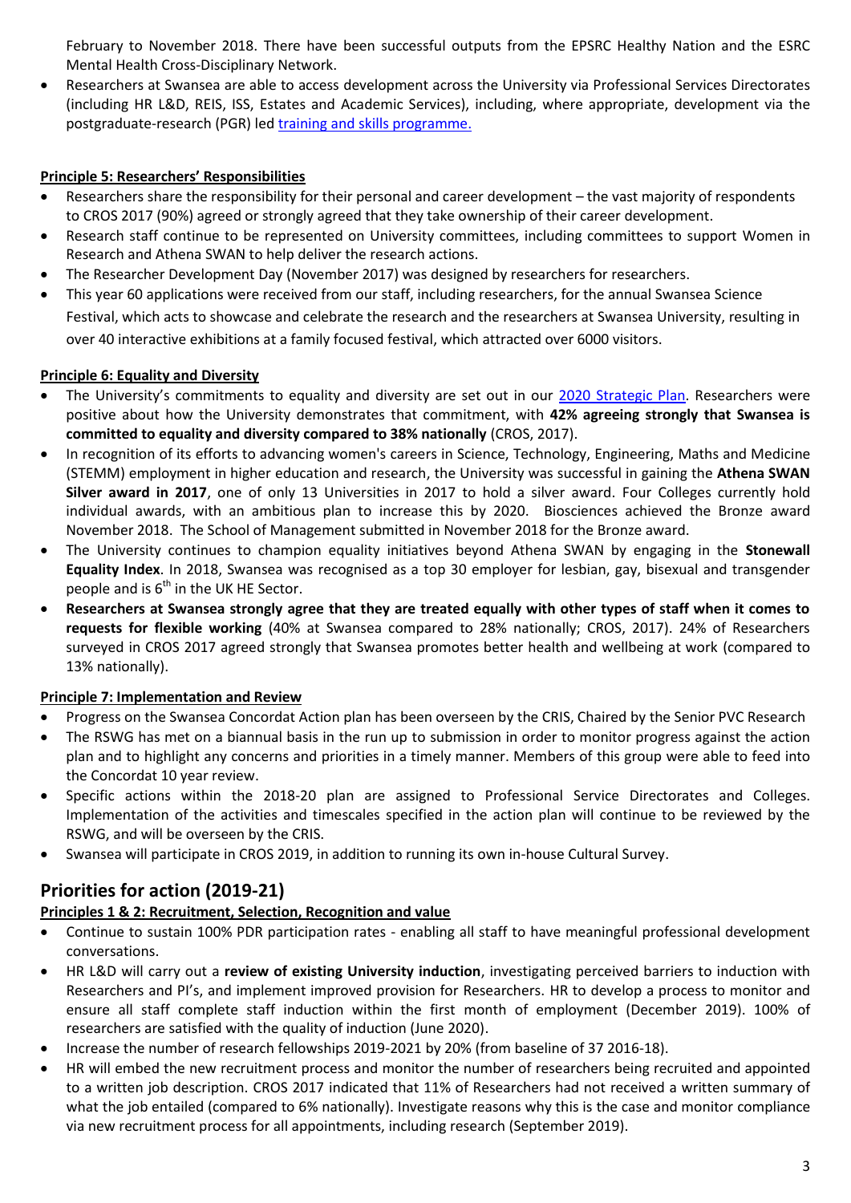February to November 2018. There have been successful outputs from the EPSRC Healthy Nation and the ESRC Mental Health Cross-Disciplinary Network.

- Researchers at Swansea are able to access development across the University via Professional Services Directorates (including HR L&D, REIS, ISS, Estates and Academic Services), including, where appropriate, development via the postgraduate-research (PGR) led training and skills programme.

**Principle 5: Researchers' Responsibilities**

- Researchers share the responsibility for their personal and career development – the vast majority of respondents to CROS 2017 (90%) agreed or strongly agreed that they take ownership of their career development.
- Research staff continue to be represented on University committees, including committees to support Women in Research and Athena SWAN to help deliver the research actions.
- The Researcher Development Day (November 2017) was designed by researchers for researchers.
- This year 60 applications were received from our staff, including researchers, for the annual Swansea Science Festival, which acts to showcase and celebrate the research and the researchers at Swansea University, resulting in over 40 interactive exhibitions at a family focused festival, which attracted over 6000 visitors.

**Principle 6: Equality and Diversity**

- The University's commitments to equality and diversity are set out in our 2020 Strategic Plan. Researchers were positive about how the University demonstrates that commitment, with **42% agreeing strongly that Swansea is committed to equality and diversity compared to 38% nationally** (CROS, 2017).
- In recognition of its efforts to advancing women's careers in Science, Technology, Engineering, Maths and Medicine (STEMM) employment in higher education and research, the University was successful in gaining the **Athena SWAN Silver award in 2017**, one of only 13 Universities in 2017 to hold a silver award. Four Colleges currently hold individual awards, with an ambitious plan to increase this by 2020. Biosciences achieved the Bronze award November 2018. The School of Management submitted in November 2018 for the Bronze award.
- The University continues to champion equality initiatives beyond Athena SWAN by engaging in the **Stonewall Equality Index**. In 2018, Swansea was recognised as a top 30 employer for lesbian, gay, bisexual and transgender people and is 6th in the UK HE Sector.
- **Researchers at Swansea strongly agree that they are treated equally with other types of staff when it comes to requests for flexible working** (40% at Swansea compared to 28% nationally; CROS, 2017). 24% of Researchers surveyed in CROS 2017 agreed strongly that Swansea promotes better health and wellbeing at work (compared to 13% nationally).

**Principle 7: Implementation and Review**

- Progress on the Swansea Concordat Action plan has been overseen by the CRIS, Chaired by the Senior PVC Research
- The RSWG has met on a biannual basis in the run up to submission in order to monitor progress against the action plan and to highlight any concerns and priorities in a timely manner. Members of this group were able to feed into the Concordat 10 year review.
- Specific actions within the 2018-20 plan are assigned to Professional Service Directorates and Colleges. Implementation of the activities and timescales specified in the action plan will continue to be reviewed by the RSWG, and will be overseen by the CRIS.
- Swansea will participate in CROS 2019, in addition to running its own in-house Cultural Survey.

## Priorities for action (2019-21)

**Principles 1 & 2: Recruitment, Selection, Recognition and value**

- Continue to sustain 100% PDR participation rates - enabling all staff to have meaningful professional development conversations.
- HR L&D will carry out a **review of existing University induction**, investigating perceived barriers to induction with Researchers and PI's, and implement improved provision for Researchers. HR to develop a process to monitor and ensure all staff complete staff induction within the first month of employment (December 2019). 100% of researchers are satisfied with the quality of induction (June 2020).
- Increase the number of research fellowships 2019-2021 by 20% (from baseline of 37 2016-18).
- HR will embed the new recruitment process and monitor the number of researchers being recruited and appointed to a written job description. CROS 2017 indicated that 11% of Researchers had not received a written summary of what the job entailed (compared to 6% nationally). Investigate reasons why this is the case and monitor compliance via new recruitment process for all appointments, including research (September 2019).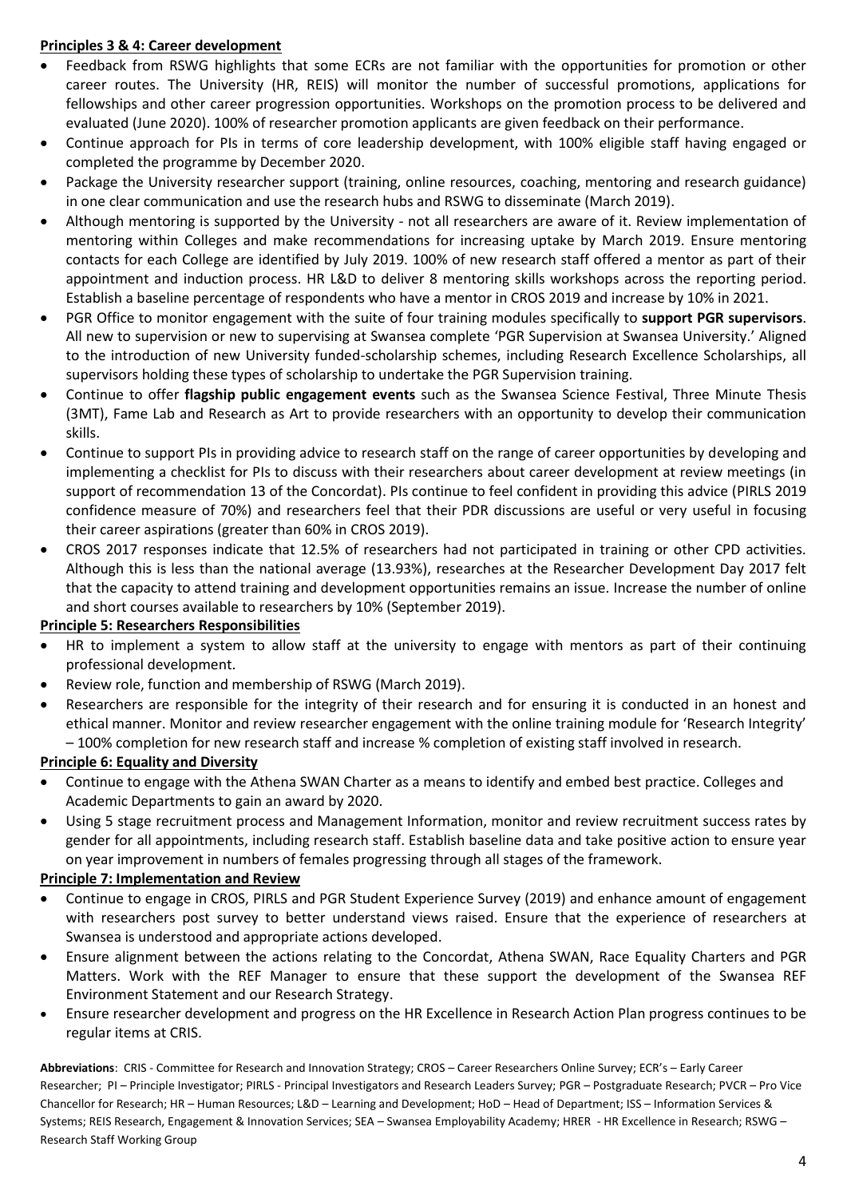**Principles 3 & 4: Career development**

- Feedback from RSWG highlights that some ECRs are not familiar with the opportunities for promotion or other career routes. The University (HR, REIS) will monitor the number of successful promotions, applications for fellowships and other career progression opportunities. Workshops on the promotion process to be delivered and evaluated (June 2020). 100% of researcher promotion applicants are given feedback on their performance.
- Continue approach for PIs in terms of core leadership development, with 100% eligible staff having engaged or completed the programme by December 2020.
- Package the University researcher support (training, online resources, coaching, mentoring and research guidance) in one clear communication and use the research hubs and RSWG to disseminate (March 2019).
- Although mentoring is supported by the University - not all researchers are aware of it. Review implementation of mentoring within Colleges and make recommendations for increasing uptake by March 2019. Ensure mentoring contacts for each College are identified by July 2019. 100% of new research staff offered a mentor as part of their appointment and induction process. HR L&D to deliver 8 mentoring skills workshops across the reporting period. Establish a baseline percentage of respondents who have a mentor in CROS 2019 and increase by 10% in 2021.
- PGR Office to monitor engagement with the suite of four training modules specifically to **support PGR supervisors**. All new to supervision or new to supervising at Swansea complete 'PGR Supervision at Swansea University.' Aligned to the introduction of new University funded-scholarship schemes, including Research Excellence Scholarships, all supervisors holding these types of scholarship to undertake the PGR Supervision training.
- Continue to offer **flagship public engagement events** such as the Swansea Science Festival, Three Minute Thesis (3MT), Fame Lab and Research as Art to provide researchers with an opportunity to develop their communication skills.
- Continue to support PIs in providing advice to research staff on the range of career opportunities by developing and implementing a checklist for PIs to discuss with their researchers about career development at review meetings (in support of recommendation 13 of the Concordat). PIs continue to feel confident in providing this advice (PIRLS 2019 confidence measure of 70%) and researchers feel that their PDR discussions are useful or very useful in focusing their career aspirations (greater than 60% in CROS 2019).
- CROS 2017 responses indicate that 12.5% of researchers had not participated in training or other CPD activities. Although this is less than the national average (13.93%), researches at the Researcher Development Day 2017 felt that the capacity to attend training and development opportunities remains an issue. Increase the number of online and short courses available to researchers by 10% (September 2019).

**Principle 5: Researchers Responsibilities**

- HR to implement a system to allow staff at the university to engage with mentors as part of their continuing professional development.
- Review role, function and membership of RSWG (March 2019).
- Researchers are responsible for the integrity of their research and for ensuring it is conducted in an honest and ethical manner. Monitor and review researcher engagement with the online training module for 'Research Integrity' – 100% completion for new research staff and increase % completion of existing staff involved in research.

**Principle 6: Equality and Diversity**

- Continue to engage with the Athena SWAN Charter as a means to identify and embed best practice. Colleges and Academic Departments to gain an award by 2020.
- Using 5 stage recruitment process and Management Information, monitor and review recruitment success rates by gender for all appointments, including research staff. Establish baseline data and take positive action to ensure year on year improvement in numbers of females progressing through all stages of the framework.

**Principle 7: Implementation and Review**

- Continue to engage in CROS, PIRLS and PGR Student Experience Survey (2019) and enhance amount of engagement with researchers post survey to better understand views raised. Ensure that the experience of researchers at Swansea is understood and appropriate actions developed.
- Ensure alignment between the actions relating to the Concordat, Athena SWAN, Race Equality Charters and PGR Matters. Work with the REF Manager to ensure that these support the development of the Swansea REF Environment Statement and our Research Strategy.
- Ensure researcher development and progress on the HR Excellence in Research Action Plan progress continues to be regular items at CRIS.

**Abbreviations**: CRIS - Committee for Research and Innovation Strategy; CROS – Career Researchers Online Survey; ECR's – Early Career Researcher; PI – Principle Investigator; PIRLS - Principal Investigators and Research Leaders Survey; PGR – Postgraduate Research; PVCR – Pro Vice Chancellor for Research; HR – Human Resources; L&D – Learning and Development; HoD – Head of Department; ISS – Information Services & Systems; REIS Research, Engagement & Innovation Services; SEA – Swansea Employability Academy; HRER - HR Excellence in Research; RSWG – Research Staff Working Group